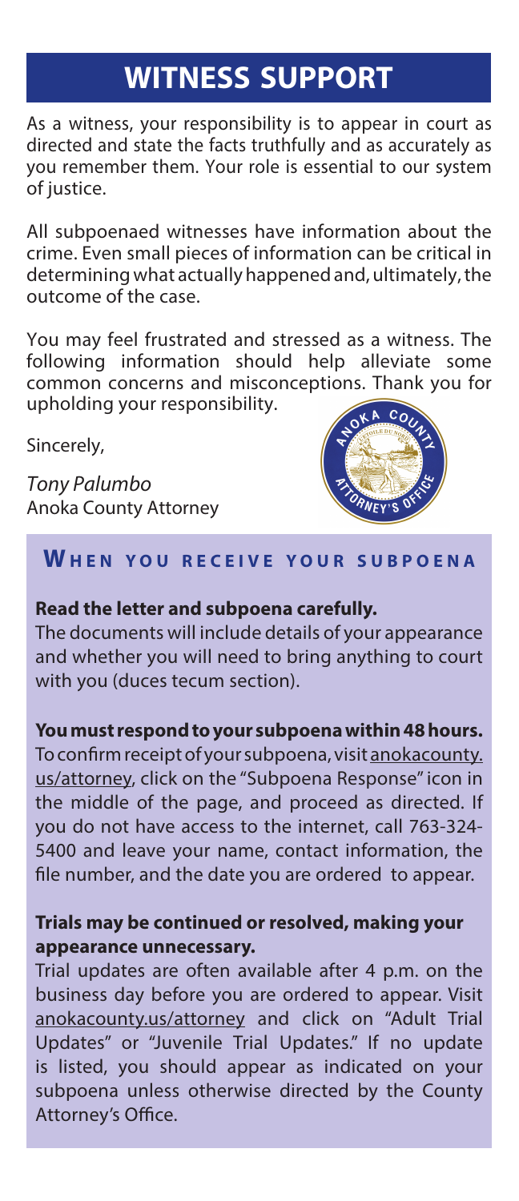# WITNESS SUPPORT

As a witness, your responsibility is to appear in court as directed and state the facts truthfully and as accurately as you remember them. Your role is essential to our system of justice.

All subpoenaed witnesses have information about the crime. Even small pieces of information can be critical in determining what actually happened and, ultimately, the outcome of the case.

You may feel frustrated and stressed as a witness. The following information should help alleviate some common concerns and misconceptions. Thank you for upholding your responsibility.

Sincerely,

*Tony Palumbo*
Anoka County Attorney

## When you receive your subpoena

**Read the letter and subpoena carefully.**
The documents will include details of your appearance and whether you will need to bring anything to court with you (duces tecum section).

**You must respond to your subpoena within 48 hours.**
To confirm receipt of your subpoena, visit anokacounty.us/attorney, click on the "Subpoena Response" icon in the middle of the page, and proceed as directed. If you do not have access to the internet, call 763-324-5400 and leave your name, contact information, the file number, and the date you are ordered to appear.

**Trials may be continued or resolved, making your appearance unnecessary.**
Trial updates are often available after 4 p.m. on the business day before you are ordered to appear. Visit anokacounty.us/attorney and click on "Adult Trial Updates" or "Juvenile Trial Updates." If no update is listed, you should appear as indicated on your subpoena unless otherwise directed by the County Attorney's Office.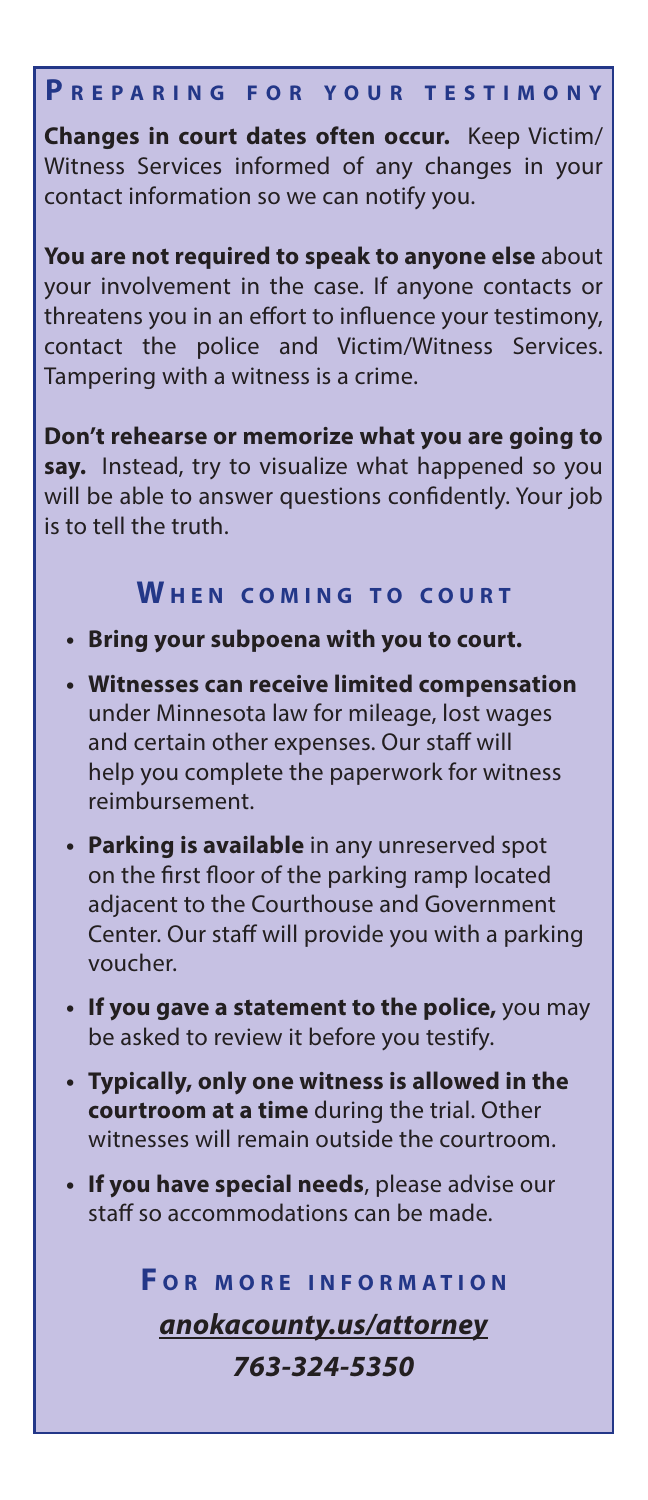## Preparing for your testimony

**Changes in court dates often occur.** Keep Victim/Witness Services informed of any changes in your contact information so we can notify you.

**You are not required to speak to anyone else** about your involvement in the case. If anyone contacts or threatens you in an effort to influence your testimony, contact the police and Victim/Witness Services. Tampering with a witness is a crime.

**Don't rehearse or memorize what you are going to say.** Instead, try to visualize what happened so you will be able to answer questions confidently. Your job is to tell the truth.

## When coming to court

- **Bring your subpoena with you to court.**
- **Witnesses can receive limited compensation** under Minnesota law for mileage, lost wages and certain other expenses. Our staff will help you complete the paperwork for witness reimbursement.
- **Parking is available** in any unreserved spot on the first floor of the parking ramp located adjacent to the Courthouse and Government Center. Our staff will provide you with a parking voucher.
- **If you gave a statement to the police,** you may be asked to review it before you testify.
- **Typically, only one witness is allowed in the courtroom at a time** during the trial. Other witnesses will remain outside the courtroom.
- **If you have special needs**, please advise our staff so accommodations can be made.

## For more information

***anokacounty.us/attorney***

***763-324-5350***